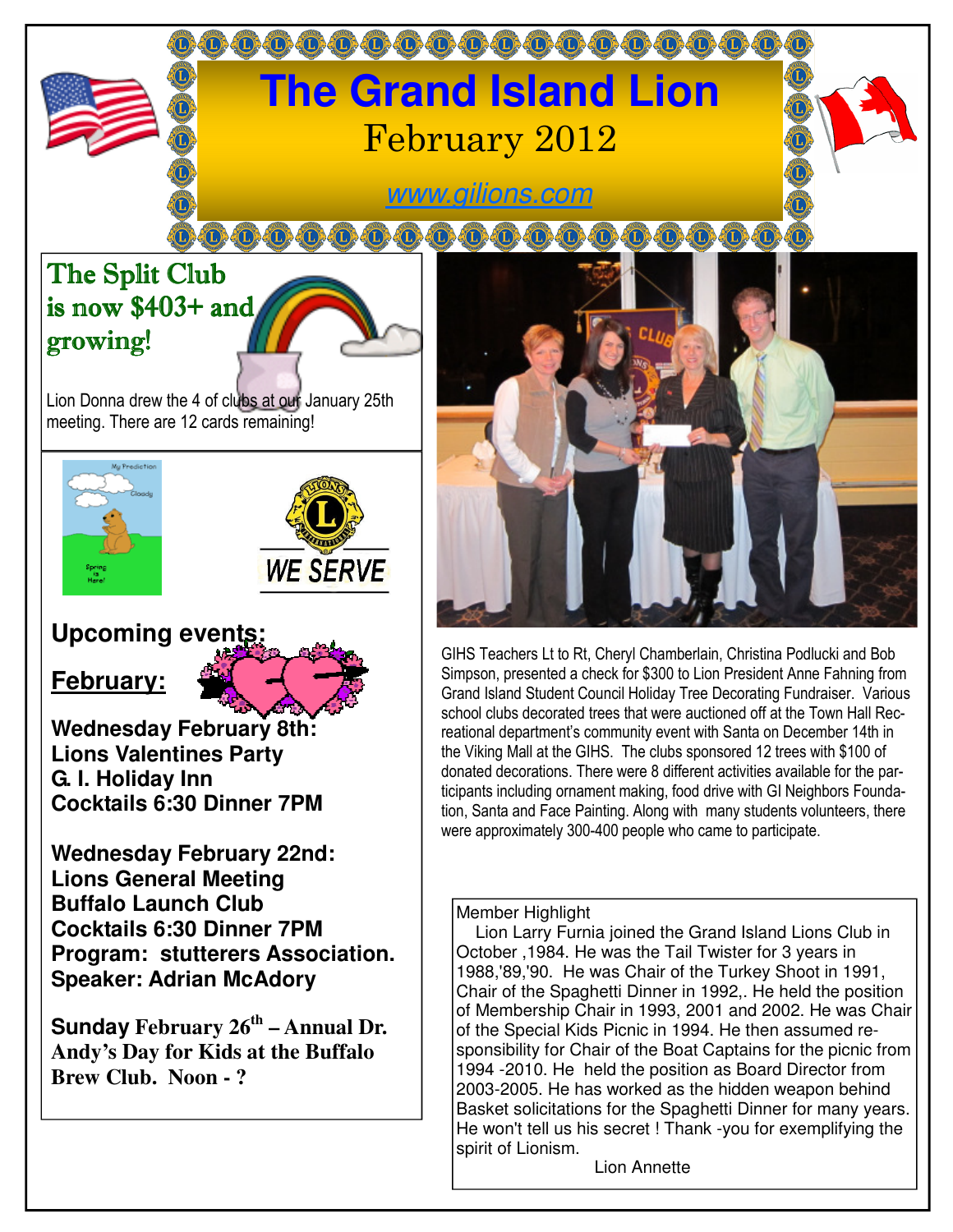# The Grand Island Lion

February 2012

www.gilions.com

## The Split Club is now $403+ and growing!

Lion Donna drew the 4 of clubs at our January 25th meeting. There are 12 cards remaining!

WE SERVE

## Upcoming events:

### February:

**Wednesday February 8th:**
**Lions Valentines Party**
**G. I. Holiday Inn**
**Cocktails 6:30 Dinner 7PM**

**Wednesday February 22nd:**
**Lions General Meeting**
**Buffalo Launch Club**
**Cocktails 6:30 Dinner 7PM**
**Program: stutterers Association.**
**Speaker: Adrian McAdory**

**Sunday February 26th – Annual Dr. Andy's Day for Kids at the Buffalo Brew Club. Noon - ?**

GIHS Teachers Lt to Rt, Cheryl Chamberlain, Christina Podlucki and Bob Simpson, presented a check for $300 to Lion President Anne Fahning from Grand Island Student Council Holiday Tree Decorating Fundraiser. Various school clubs decorated trees that were auctioned off at the Town Hall Recreational department's community event with Santa on December 14th in the Viking Mall at the GIHS. The clubs sponsored 12 trees with $100 of donated decorations. There were 8 different activities available for the participants including ornament making, food drive with GI Neighbors Foundation, Santa and Face Painting. Along with many students volunteers, there were approximately 300-400 people who came to participate.

Member Highlight

Lion Larry Furnia joined the Grand Island Lions Club in October ,1984. He was the Tail Twister for 3 years in 1988,'89,'90. He was Chair of the Turkey Shoot in 1991, Chair of the Spaghetti Dinner in 1992,. He held the position of Membership Chair in 1993, 2001 and 2002. He was Chair of the Special Kids Picnic in 1994. He then assumed responsibility for Chair of the Boat Captains for the picnic from 1994 -2010. He held the position as Board Director from 2003-2005. He has worked as the hidden weapon behind Basket solicitations for the Spaghetti Dinner for many years. He won't tell us his secret ! Thank -you for exemplifying the spirit of Lionism.

Lion Annette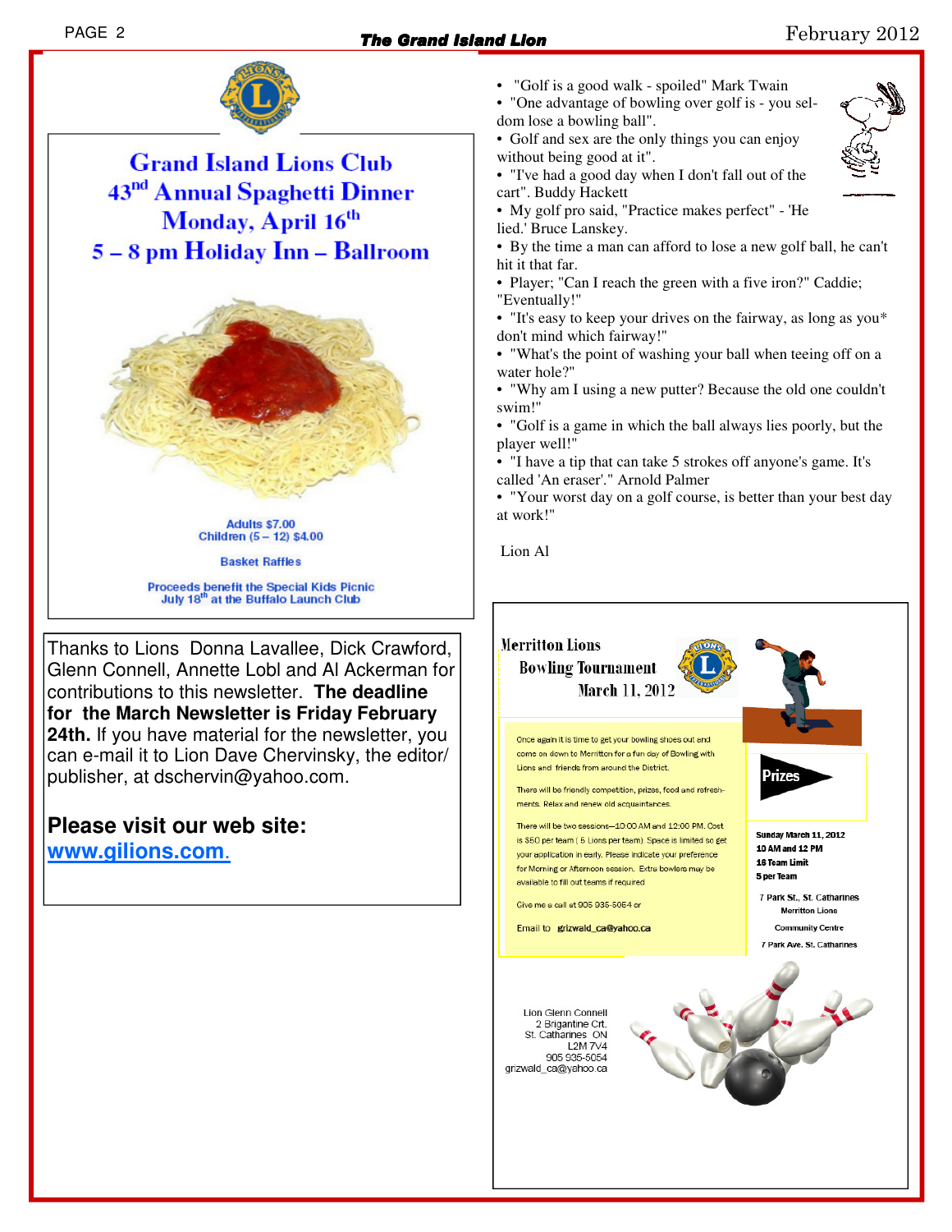# Grand Island Lions Club

## 43rd Annual Spaghetti Dinner

## Monday, April 16th

## 5 – 8 pm Holiday Inn – Ballroom

Adults $7.00
Children (5 – 12) $4.00

Basket Raffles

Proceeds benefit the Special Kids Picnic
July 18th at the Buffalo Launch Club

Thanks to Lions Donna Lavallee, Dick Crawford, Glenn Connell, Annette Lobl and Al Ackerman for contributions to this newsletter. **The deadline for the March Newsletter is Friday February 24th.** If you have material for the newsletter, you can e-mail it to Lion Dave Chervinsky, the editor/publisher, at dschervin@yahoo.com.

**Please visit our web site:**
**www.gilions.com.**

- "Golf is a good walk - spoiled" Mark Twain
- "One advantage of bowling over golf is - you seldom lose a bowling ball".
- Golf and sex are the only things you can enjoy without being good at it".
- "I've had a good day when I don't fall out of the cart". Buddy Hackett
- My golf pro said, "Practice makes perfect" - 'He lied.' Bruce Lanskey.
- By the time a man can afford to lose a new golf ball, he can't hit it that far.
- Player; "Can I reach the green with a five iron?" Caddie; "Eventually!"
- "It's easy to keep your drives on the fairway, as long as you* don't mind which fairway!"
- "What's the point of washing your ball when teeing off on a water hole?"
- "Why am I using a new putter? Because the old one couldn't swim!"
- "Golf is a game in which the ball always lies poorly, but the player well!"
- "I have a tip that can take 5 strokes off anyone's game. It's called 'An eraser'." Arnold Palmer
- "Your worst day on a golf course, is better than your best day at work!"

Lion Al

## Merritton Lions Bowling Tournament March 11, 2012

Once again it is time to get your bowling shoes out and come on down to Merritton for a fun day of Bowling with Lions and friends from around the District.

There will be friendly competition, prizes, food and refreshments. Relax and renew old acquaintances.

There will be two sessions—10:00 AM and 12:00 PM. Cost is $50 per team ( 5 Lions per team). Space is limited so get your application in early. Please indicate your preference for Morning or Afternoon session. Extra bowlers may be available to fill out teams if required

Give me a call at 905 935-5054 or

Email to grizwald_ca@yahoo.ca

Prizes

Sunday March 11, 2012
10 AM and 12 PM
16 Team Limit
5 per Team

7 Park St., St. Catharines
Merritton Lions
Community Centre
7 Park Ave. St. Catharines

Lion Glenn Connell
2 Brigantine Crt.
St. Catharines ON
L2M 7V4
905 935-5054
grizwald_ca@yahoo.ca